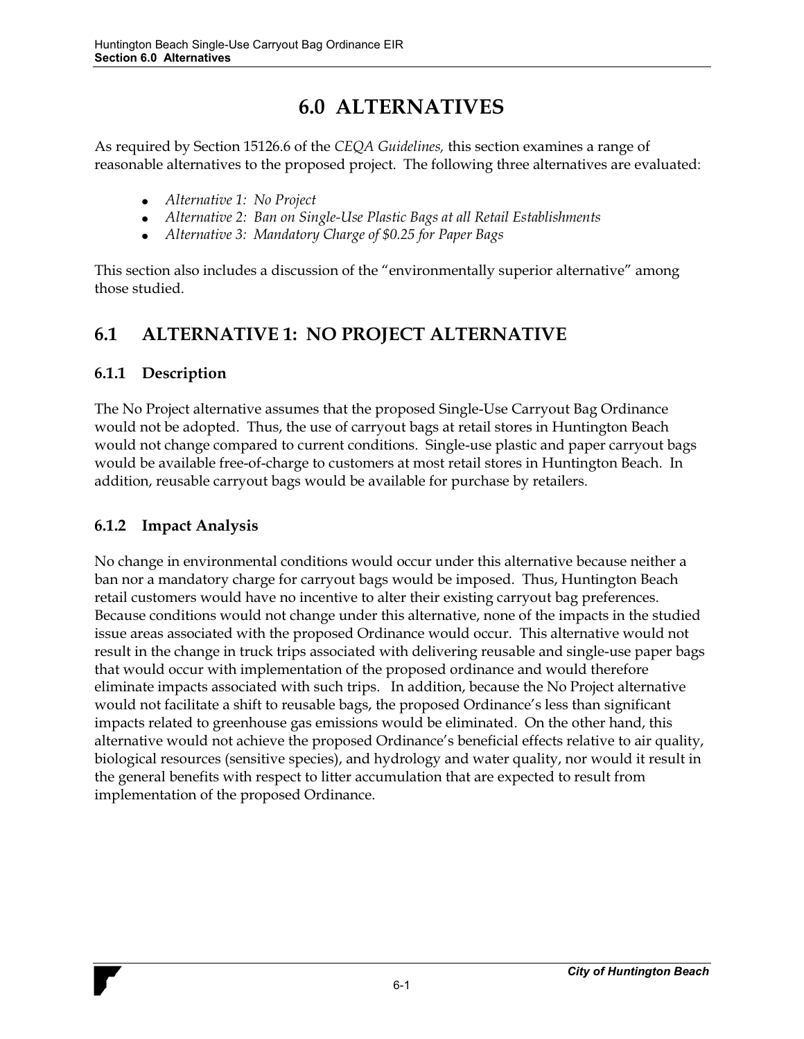# 6.0 ALTERNATIVES

As required by Section 15126.6 of the *CEQA Guidelines,* this section examines a range of reasonable alternatives to the proposed project. The following three alternatives are evaluated:

- *Alternative 1: No Project*
- *Alternative 2: Ban on Single-Use Plastic Bags at all Retail Establishments*
- *Alternative 3: Mandatory Charge of $0.25 for Paper Bags*

This section also includes a discussion of the "environmentally superior alternative" among those studied.

## 6.1 ALTERNATIVE 1: NO PROJECT ALTERNATIVE

### 6.1.1 Description

The No Project alternative assumes that the proposed Single-Use Carryout Bag Ordinance would not be adopted. Thus, the use of carryout bags at retail stores in Huntington Beach would not change compared to current conditions. Single-use plastic and paper carryout bags would be available free-of-charge to customers at most retail stores in Huntington Beach. In addition, reusable carryout bags would be available for purchase by retailers.

### 6.1.2 Impact Analysis

No change in environmental conditions would occur under this alternative because neither a ban nor a mandatory charge for carryout bags would be imposed. Thus, Huntington Beach retail customers would have no incentive to alter their existing carryout bag preferences. Because conditions would not change under this alternative, none of the impacts in the studied issue areas associated with the proposed Ordinance would occur. This alternative would not result in the change in truck trips associated with delivering reusable and single-use paper bags that would occur with implementation of the proposed ordinance and would therefore eliminate impacts associated with such trips. In addition, because the No Project alternative would not facilitate a shift to reusable bags, the proposed Ordinance's less than significant impacts related to greenhouse gas emissions would be eliminated. On the other hand, this alternative would not achieve the proposed Ordinance's beneficial effects relative to air quality, biological resources (sensitive species), and hydrology and water quality, nor would it result in the general benefits with respect to litter accumulation that are expected to result from implementation of the proposed Ordinance.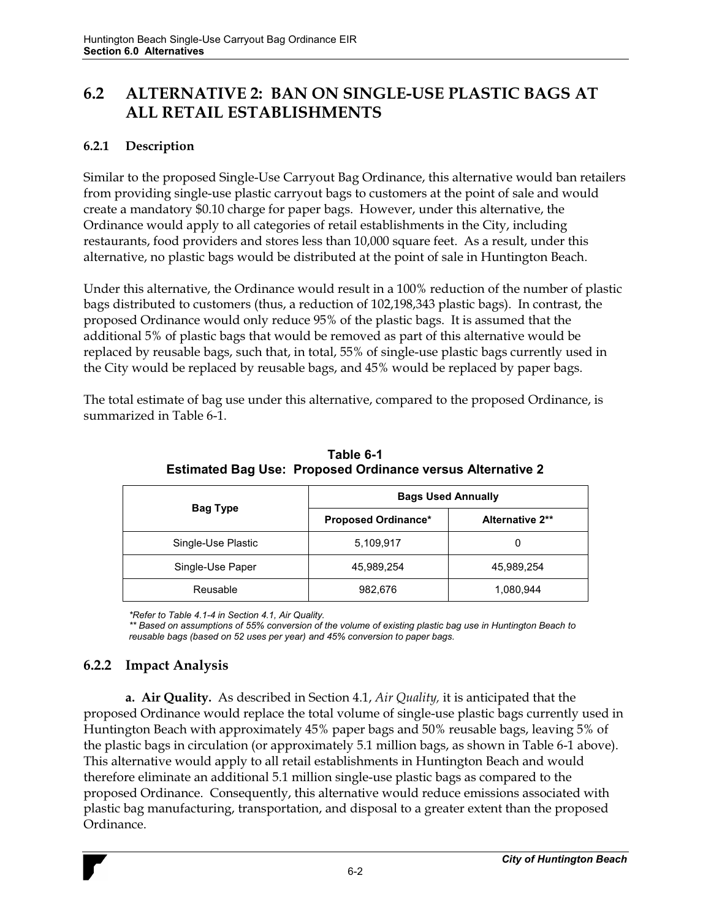## 6.2 ALTERNATIVE 2: BAN ON SINGLE-USE PLASTIC BAGS AT ALL RETAIL ESTABLISHMENTS

### 6.2.1 Description

Similar to the proposed Single-Use Carryout Bag Ordinance, this alternative would ban retailers from providing single-use plastic carryout bags to customers at the point of sale and would create a mandatory $0.10 charge for paper bags. However, under this alternative, the Ordinance would apply to all categories of retail establishments in the City, including restaurants, food providers and stores less than 10,000 square feet. As a result, under this alternative, no plastic bags would be distributed at the point of sale in Huntington Beach.

Under this alternative, the Ordinance would result in a 100% reduction of the number of plastic bags distributed to customers (thus, a reduction of 102,198,343 plastic bags). In contrast, the proposed Ordinance would only reduce 95% of the plastic bags. It is assumed that the additional 5% of plastic bags that would be removed as part of this alternative would be replaced by reusable bags, such that, in total, 55% of single-use plastic bags currently used in the City would be replaced by reusable bags, and 45% would be replaced by paper bags.

The total estimate of bag use under this alternative, compared to the proposed Ordinance, is summarized in Table 6-1.

**Table 6-1**
**Estimated Bag Use: Proposed Ordinance versus Alternative 2**

| Bag Type | Bags Used Annually | |
|---|---|---|
| | Proposed Ordinance* | Alternative 2** |
| Single-Use Plastic | 5,109,917 | 0 |
| Single-Use Paper | 45,989,254 | 45,989,254 |
| Reusable | 982,676 | 1,080,944 |

*\*Refer to Table 4.1-4 in Section 4.1, Air Quality.*
*\*\* Based on assumptions of 55% conversion of the volume of existing plastic bag use in Huntington Beach to reusable bags (based on 52 uses per year) and 45% conversion to paper bags.*

### 6.2.2 Impact Analysis

**a. Air Quality.** As described in Section 4.1, *Air Quality,* it is anticipated that the proposed Ordinance would replace the total volume of single-use plastic bags currently used in Huntington Beach with approximately 45% paper bags and 50% reusable bags, leaving 5% of the plastic bags in circulation (or approximately 5.1 million bags, as shown in Table 6-1 above). This alternative would apply to all retail establishments in Huntington Beach and would therefore eliminate an additional 5.1 million single-use plastic bags as compared to the proposed Ordinance. Consequently, this alternative would reduce emissions associated with plastic bag manufacturing, transportation, and disposal to a greater extent than the proposed Ordinance.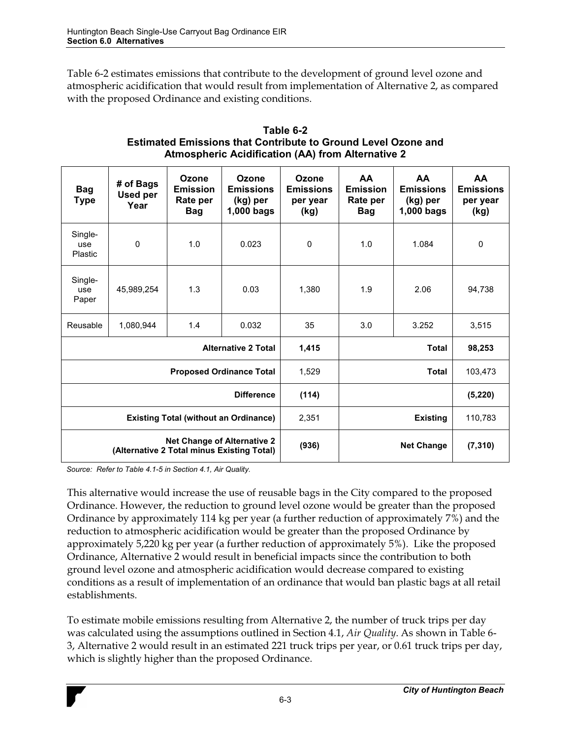Table 6-2 estimates emissions that contribute to the development of ground level ozone and atmospheric acidification that would result from implementation of Alternative 2, as compared with the proposed Ordinance and existing conditions.

**Table 6-2**
**Estimated Emissions that Contribute to Ground Level Ozone and Atmospheric Acidification (AA) from Alternative 2**

| Bag Type | # of Bags Used per Year | Ozone Emission Rate per Bag | Ozone Emissions (kg) per 1,000 bags | Ozone Emissions per year (kg) | AA Emission Rate per Bag | AA Emissions (kg) per 1,000 bags | AA Emissions per year (kg) |
|---|---|---|---|---|---|---|---|
| Single-use Plastic | 0 | 1.0 | 0.023 | 0 | 1.0 | 1.084 | 0 |
| Single-use Paper | 45,989,254 | 1.3 | 0.03 | 1,380 | 1.9 | 2.06 | 94,738 |
| Reusable | 1,080,944 | 1.4 | 0.032 | 35 | 3.0 | 3.252 | 3,515 |
| | | | **Alternative 2 Total** | **1,415** | | **Total** | **98,253** |
| | | | **Proposed Ordinance Total** | 1,529 | | **Total** | 103,473 |
| | | | **Difference** | **(114)** | | | **(5,220)** |
| | | | **Existing Total (without an Ordinance)** | 2,351 | | **Existing** | 110,783 |
| | | | **Net Change of Alternative 2 (Alternative 2 Total minus Existing Total)** | **(936)** | | **Net Change** | **(7,310)** |

*Source: Refer to Table 4.1-5 in Section 4.1, Air Quality.*

This alternative would increase the use of reusable bags in the City compared to the proposed Ordinance. However, the reduction to ground level ozone would be greater than the proposed Ordinance by approximately 114 kg per year (a further reduction of approximately 7%) and the reduction to atmospheric acidification would be greater than the proposed Ordinance by approximately 5,220 kg per year (a further reduction of approximately 5%). Like the proposed Ordinance, Alternative 2 would result in beneficial impacts since the contribution to both ground level ozone and atmospheric acidification would decrease compared to existing conditions as a result of implementation of an ordinance that would ban plastic bags at all retail establishments.

To estimate mobile emissions resulting from Alternative 2, the number of truck trips per day was calculated using the assumptions outlined in Section 4.1, *Air Quality*. As shown in Table 6-3, Alternative 2 would result in an estimated 221 truck trips per year, or 0.61 truck trips per day, which is slightly higher than the proposed Ordinance.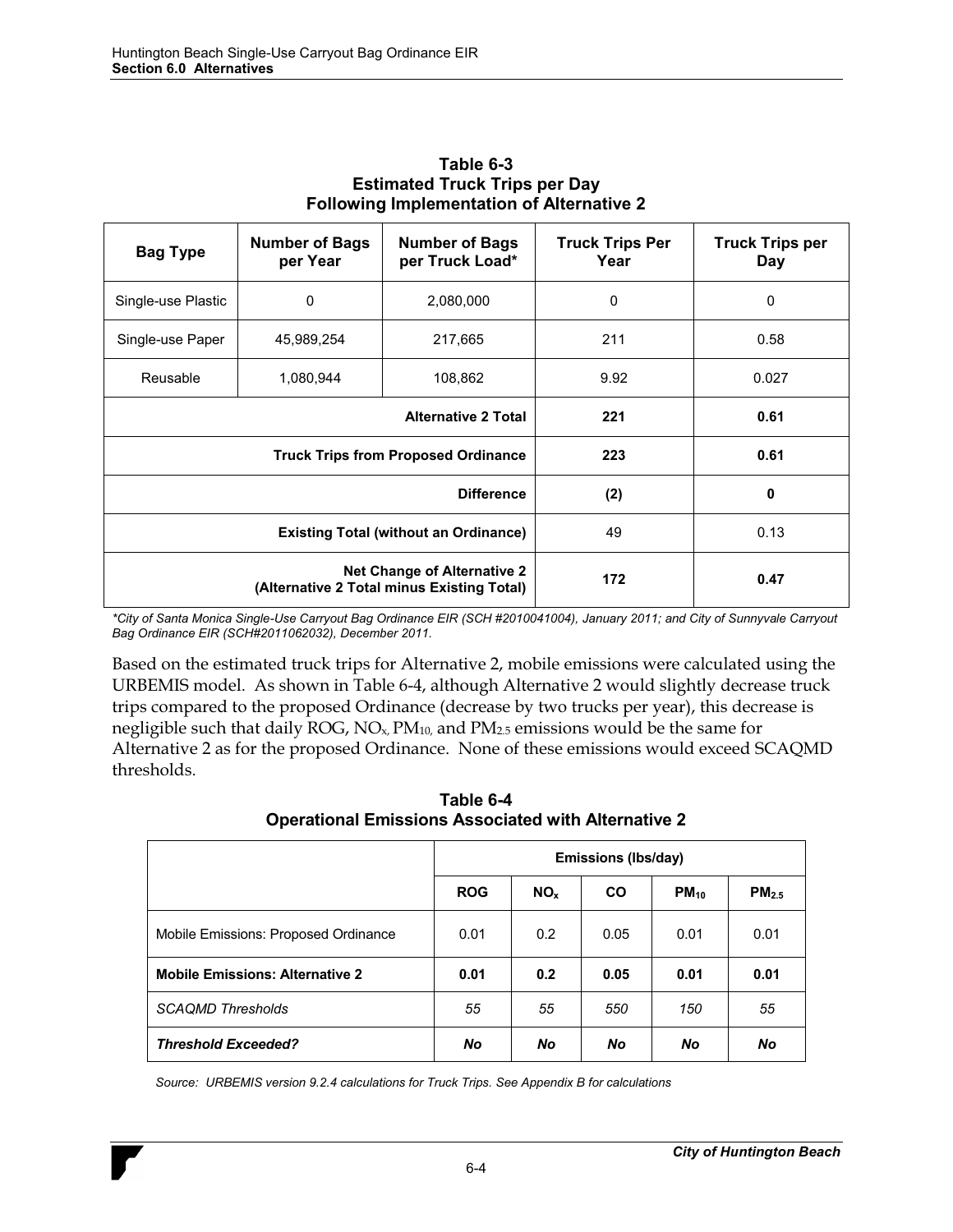**Table 6-3**
**Estimated Truck Trips per Day**
**Following Implementation of Alternative 2**

| Bag Type | Number of Bags per Year | Number of Bags per Truck Load* | Truck Trips Per Year | Truck Trips per Day |
|---|---|---|---|---|
| Single-use Plastic | 0 | 2,080,000 | 0 | 0 |
| Single-use Paper | 45,989,254 | 217,665 | 211 | 0.58 |
| Reusable | 1,080,944 | 108,862 | 9.92 | 0.027 |
| | | **Alternative 2 Total** | **221** | **0.61** |
| | | **Truck Trips from Proposed Ordinance** | **223** | **0.61** |
| | | **Difference** | **(2)** | **0** |
| | | **Existing Total (without an Ordinance)** | 49 | 0.13 |
| | | **Net Change of Alternative 2 (Alternative 2 Total minus Existing Total)** | **172** | **0.47** |

*\*City of Santa Monica Single-Use Carryout Bag Ordinance EIR (SCH #2010041004), January 2011; and City of Sunnyvale Carryout Bag Ordinance EIR (SCH#2011062032), December 2011.*

Based on the estimated truck trips for Alternative 2, mobile emissions were calculated using the URBEMIS model. As shown in Table 6-4, although Alternative 2 would slightly decrease truck trips compared to the proposed Ordinance (decrease by two trucks per year), this decrease is negligible such that daily ROG, $NO_x$, $PM_{10}$, and $PM_{2.5}$ emissions would be the same for Alternative 2 as for the proposed Ordinance. None of these emissions would exceed SCAQMD thresholds.

**Table 6-4**
**Operational Emissions Associated with Alternative 2**

| | Emissions (lbs/day) | | | | |
|---|---|---|---|---|---|
| | **ROG** | **$NO_x$** | **CO** | **$PM_{10}$** | **$PM_{2.5}$** |
| Mobile Emissions: Proposed Ordinance | 0.01 | 0.2 | 0.05 | 0.01 | 0.01 |
| **Mobile Emissions: Alternative 2** | **0.01** | **0.2** | **0.05** | **0.01** | **0.01** |
| *SCAQMD Thresholds* | *55* | *55* | *550* | *150* | *55* |
| ***Threshold Exceeded?*** | ***No*** | ***No*** | ***No*** | ***No*** | ***No*** |

*Source: URBEMIS version 9.2.4 calculations for Truck Trips. See Appendix B for calculations*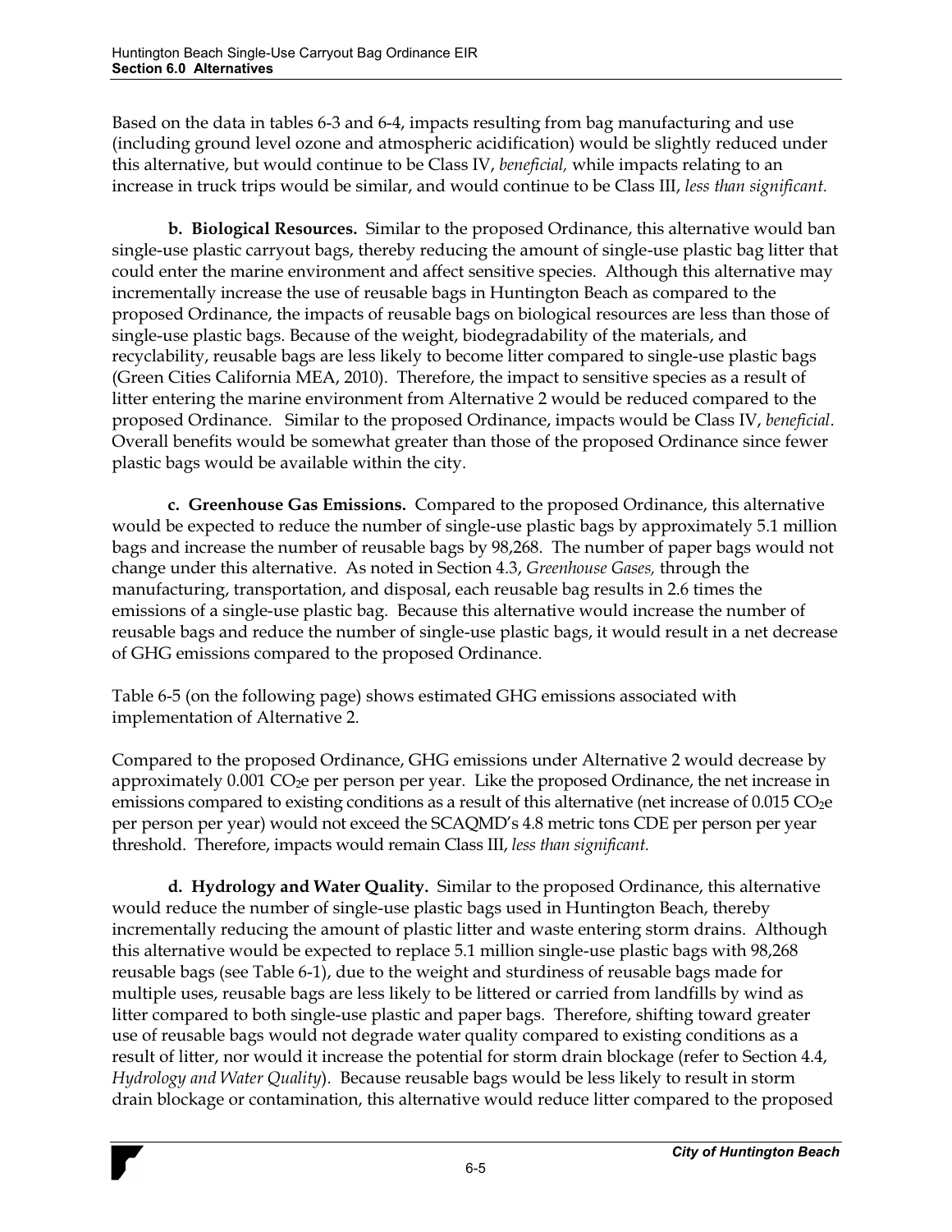Based on the data in tables 6-3 and 6-4, impacts resulting from bag manufacturing and use (including ground level ozone and atmospheric acidification) would be slightly reduced under this alternative, but would continue to be Class IV, *beneficial,* while impacts relating to an increase in truck trips would be similar, and would continue to be Class III, *less than significant.*

**b. Biological Resources.** Similar to the proposed Ordinance, this alternative would ban single-use plastic carryout bags, thereby reducing the amount of single-use plastic bag litter that could enter the marine environment and affect sensitive species. Although this alternative may incrementally increase the use of reusable bags in Huntington Beach as compared to the proposed Ordinance, the impacts of reusable bags on biological resources are less than those of single-use plastic bags. Because of the weight, biodegradability of the materials, and recyclability, reusable bags are less likely to become litter compared to single-use plastic bags (Green Cities California MEA, 2010). Therefore, the impact to sensitive species as a result of litter entering the marine environment from Alternative 2 would be reduced compared to the proposed Ordinance. Similar to the proposed Ordinance, impacts would be Class IV, *beneficial*. Overall benefits would be somewhat greater than those of the proposed Ordinance since fewer plastic bags would be available within the city.

**c. Greenhouse Gas Emissions.** Compared to the proposed Ordinance, this alternative would be expected to reduce the number of single-use plastic bags by approximately 5.1 million bags and increase the number of reusable bags by 98,268. The number of paper bags would not change under this alternative. As noted in Section 4.3, *Greenhouse Gases,* through the manufacturing, transportation, and disposal, each reusable bag results in 2.6 times the emissions of a single-use plastic bag. Because this alternative would increase the number of reusable bags and reduce the number of single-use plastic bags, it would result in a net decrease of GHG emissions compared to the proposed Ordinance.

Table 6-5 (on the following page) shows estimated GHG emissions associated with implementation of Alternative 2.

Compared to the proposed Ordinance, GHG emissions under Alternative 2 would decrease by approximately 0.001 $CO_2e$ per person per year. Like the proposed Ordinance, the net increase in emissions compared to existing conditions as a result of this alternative (net increase of 0.015 $CO_2e$ per person per year) would not exceed the SCAQMD's 4.8 metric tons CDE per person per year threshold. Therefore, impacts would remain Class III, *less than significant.*

**d. Hydrology and Water Quality.** Similar to the proposed Ordinance, this alternative would reduce the number of single-use plastic bags used in Huntington Beach, thereby incrementally reducing the amount of plastic litter and waste entering storm drains. Although this alternative would be expected to replace 5.1 million single-use plastic bags with 98,268 reusable bags (see Table 6-1), due to the weight and sturdiness of reusable bags made for multiple uses, reusable bags are less likely to be littered or carried from landfills by wind as litter compared to both single-use plastic and paper bags. Therefore, shifting toward greater use of reusable bags would not degrade water quality compared to existing conditions as a result of litter, nor would it increase the potential for storm drain blockage (refer to Section 4.4, *Hydrology and Water Quality*). Because reusable bags would be less likely to result in storm drain blockage or contamination, this alternative would reduce litter compared to the proposed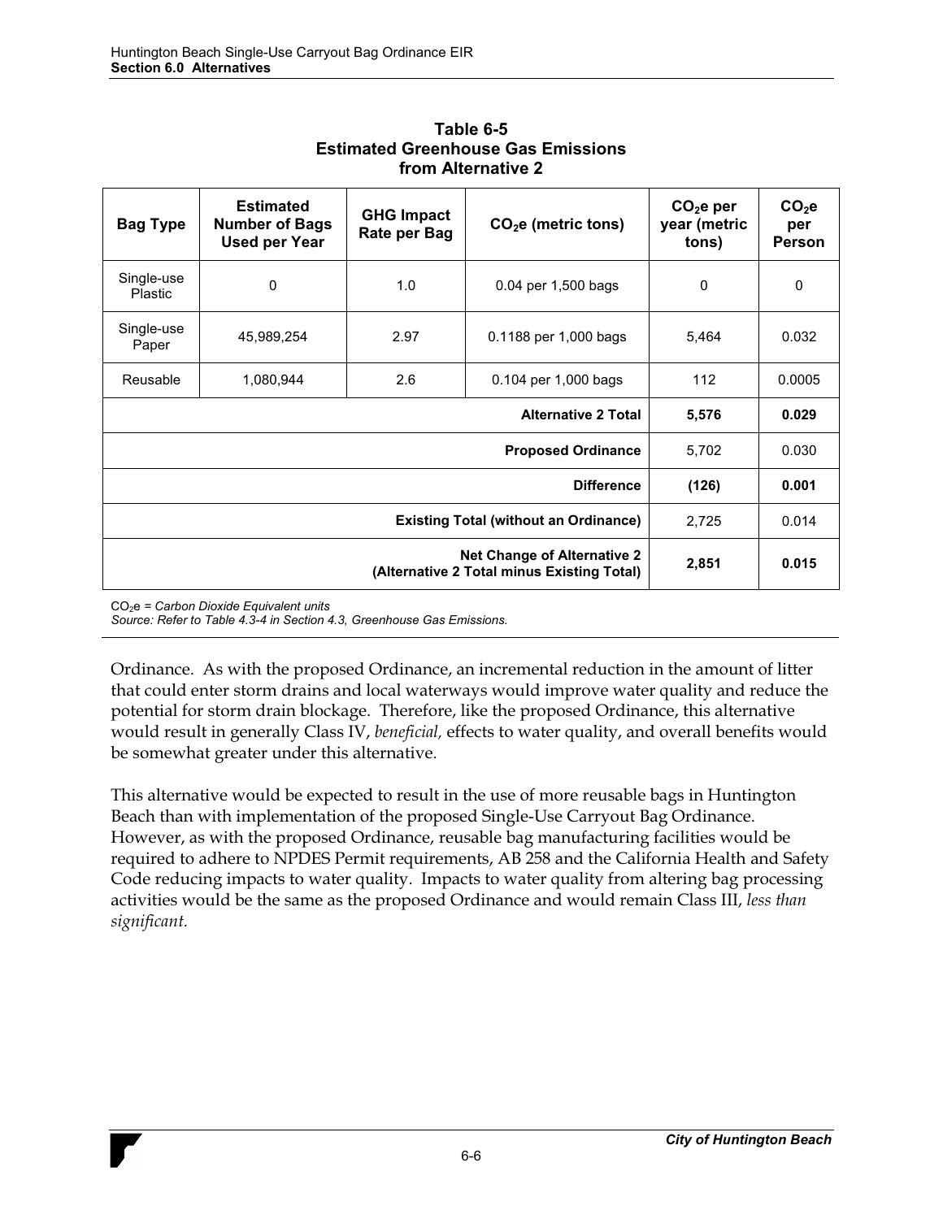**Table 6-5**
**Estimated Greenhouse Gas Emissions from Alternative 2**

| Bag Type | Estimated Number of Bags Used per Year | GHG Impact Rate per Bag | $CO_2e$ (metric tons) | $CO_2e$ per year (metric tons) | $CO_2e$ per Person |
|---|---|---|---|---|---|
| Single-use Plastic | 0 | 1.0 | 0.04 per 1,500 bags | 0 | 0 |
| Single-use Paper | 45,989,254 | 2.97 | 0.1188 per 1,000 bags | 5,464 | 0.032 |
| Reusable | 1,080,944 | 2.6 | 0.104 per 1,000 bags | 112 | 0.0005 |
| | | | **Alternative 2 Total** | **5,576** | **0.029** |
| | | | **Proposed Ordinance** | 5,702 | 0.030 |
| | | | **Difference** | **(126)** | **0.001** |
| | | | **Existing Total (without an Ordinance)** | 2,725 | 0.014 |
| | | | **Net Change of Alternative 2 (Alternative 2 Total minus Existing Total)** | **2,851** | **0.015** |

$CO_2e$ = *Carbon Dioxide Equivalent units*
*Source: Refer to Table 4.3-4 in Section 4.3, Greenhouse Gas Emissions.*

Ordinance. As with the proposed Ordinance, an incremental reduction in the amount of litter that could enter storm drains and local waterways would improve water quality and reduce the potential for storm drain blockage. Therefore, like the proposed Ordinance, this alternative would result in generally Class IV, *beneficial,* effects to water quality, and overall benefits would be somewhat greater under this alternative.

This alternative would be expected to result in the use of more reusable bags in Huntington Beach than with implementation of the proposed Single-Use Carryout Bag Ordinance. However, as with the proposed Ordinance, reusable bag manufacturing facilities would be required to adhere to NPDES Permit requirements, AB 258 and the California Health and Safety Code reducing impacts to water quality. Impacts to water quality from altering bag processing activities would be the same as the proposed Ordinance and would remain Class III, *less than significant.*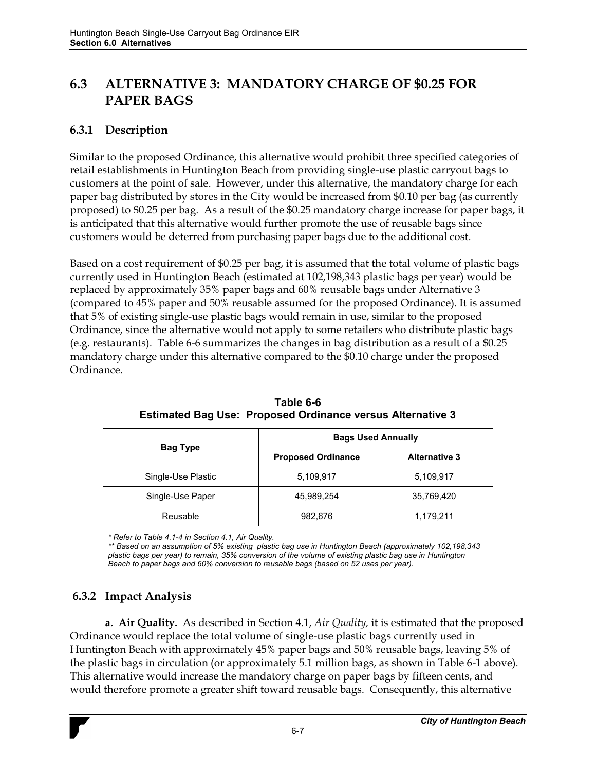## 6.3 ALTERNATIVE 3: MANDATORY CHARGE OF $0.25 FOR PAPER BAGS

### 6.3.1 Description

Similar to the proposed Ordinance, this alternative would prohibit three specified categories of retail establishments in Huntington Beach from providing single-use plastic carryout bags to customers at the point of sale. However, under this alternative, the mandatory charge for each paper bag distributed by stores in the City would be increased from $0.10 per bag (as currently proposed) to $0.25 per bag. As a result of the $0.25 mandatory charge increase for paper bags, it is anticipated that this alternative would further promote the use of reusable bags since customers would be deterred from purchasing paper bags due to the additional cost.

Based on a cost requirement of $0.25 per bag, it is assumed that the total volume of plastic bags currently used in Huntington Beach (estimated at 102,198,343 plastic bags per year) would be replaced by approximately 35% paper bags and 60% reusable bags under Alternative 3 (compared to 45% paper and 50% reusable assumed for the proposed Ordinance). It is assumed that 5% of existing single-use plastic bags would remain in use, similar to the proposed Ordinance, since the alternative would not apply to some retailers who distribute plastic bags (e.g. restaurants). Table 6-6 summarizes the changes in bag distribution as a result of a $0.25 mandatory charge under this alternative compared to the $0.10 charge under the proposed Ordinance.

**Table 6-6**
**Estimated Bag Use: Proposed Ordinance versus Alternative 3**

| Bag Type | Bags Used Annually | |
|---|---|---|
| | Proposed Ordinance | Alternative 3 |
| Single-Use Plastic | 5,109,917 | 5,109,917 |
| Single-Use Paper | 45,989,254 | 35,769,420 |
| Reusable | 982,676 | 1,179,211 |

*\* Refer to Table 4.1-4 in Section 4.1, Air Quality.*
*\*\* Based on an assumption of 5% existing plastic bag use in Huntington Beach (approximately 102,198,343 plastic bags per year) to remain, 35% conversion of the volume of existing plastic bag use in Huntington Beach to paper bags and 60% conversion to reusable bags (based on 52 uses per year).*

### 6.3.2 Impact Analysis

**a. Air Quality.** As described in Section 4.1, *Air Quality,* it is estimated that the proposed Ordinance would replace the total volume of single-use plastic bags currently used in Huntington Beach with approximately 45% paper bags and 50% reusable bags, leaving 5% of the plastic bags in circulation (or approximately 5.1 million bags, as shown in Table 6-1 above). This alternative would increase the mandatory charge on paper bags by fifteen cents, and would therefore promote a greater shift toward reusable bags. Consequently, this alternative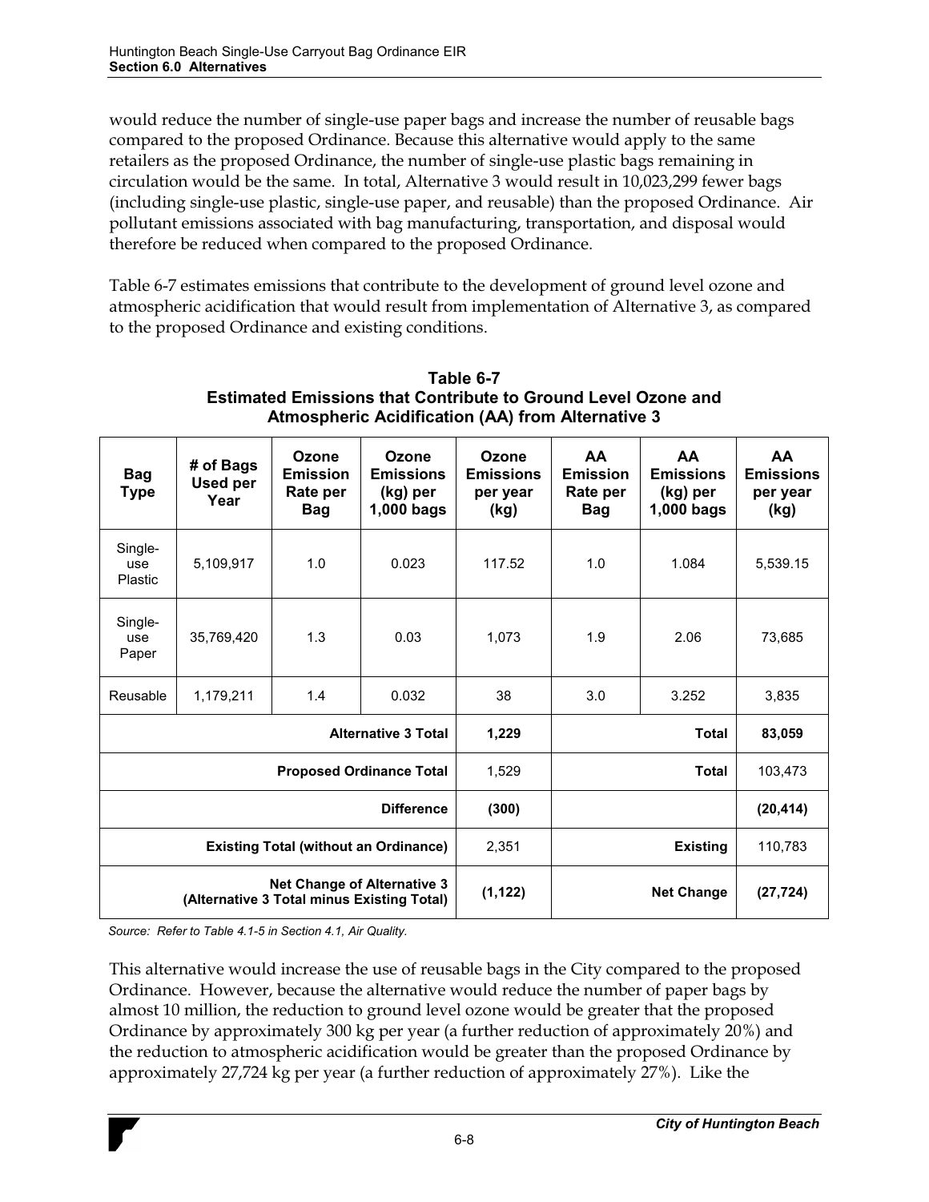would reduce the number of single-use paper bags and increase the number of reusable bags compared to the proposed Ordinance. Because this alternative would apply to the same retailers as the proposed Ordinance, the number of single-use plastic bags remaining in circulation would be the same. In total, Alternative 3 would result in 10,023,299 fewer bags (including single-use plastic, single-use paper, and reusable) than the proposed Ordinance. Air pollutant emissions associated with bag manufacturing, transportation, and disposal would therefore be reduced when compared to the proposed Ordinance.

Table 6-7 estimates emissions that contribute to the development of ground level ozone and atmospheric acidification that would result from implementation of Alternative 3, as compared to the proposed Ordinance and existing conditions.

**Table 6-7**
**Estimated Emissions that Contribute to Ground Level Ozone and Atmospheric Acidification (AA) from Alternative 3**

| Bag Type | # of Bags Used per Year | Ozone Emission Rate per Bag | Ozone Emissions (kg) per 1,000 bags | Ozone Emissions per year (kg) | AA Emission Rate per Bag | AA Emissions (kg) per 1,000 bags | AA Emissions per year (kg) |
|---|---|---|---|---|---|---|---|
| Single-use Plastic | 5,109,917 | 1.0 | 0.023 | 117.52 | 1.0 | 1.084 | 5,539.15 |
| Single-use Paper | 35,769,420 | 1.3 | 0.03 | 1,073 | 1.9 | 2.06 | 73,685 |
| Reusable | 1,179,211 | 1.4 | 0.032 | 38 | 3.0 | 3.252 | 3,835 |
| | | | **Alternative 3 Total** | **1,229** | | **Total** | **83,059** |
| | | | **Proposed Ordinance Total** | 1,529 | | **Total** | 103,473 |
| | | | **Difference** | **(300)** | | | **(20,414)** |
| | | | **Existing Total (without an Ordinance)** | 2,351 | | **Existing** | 110,783 |
| | | | **Net Change of Alternative 3 (Alternative 3 Total minus Existing Total)** | **(1,122)** | | **Net Change** | **(27,724)** |

*Source: Refer to Table 4.1-5 in Section 4.1, Air Quality.*

This alternative would increase the use of reusable bags in the City compared to the proposed Ordinance. However, because the alternative would reduce the number of paper bags by almost 10 million, the reduction to ground level ozone would be greater that the proposed Ordinance by approximately 300 kg per year (a further reduction of approximately 20%) and the reduction to atmospheric acidification would be greater than the proposed Ordinance by approximately 27,724 kg per year (a further reduction of approximately 27%). Like the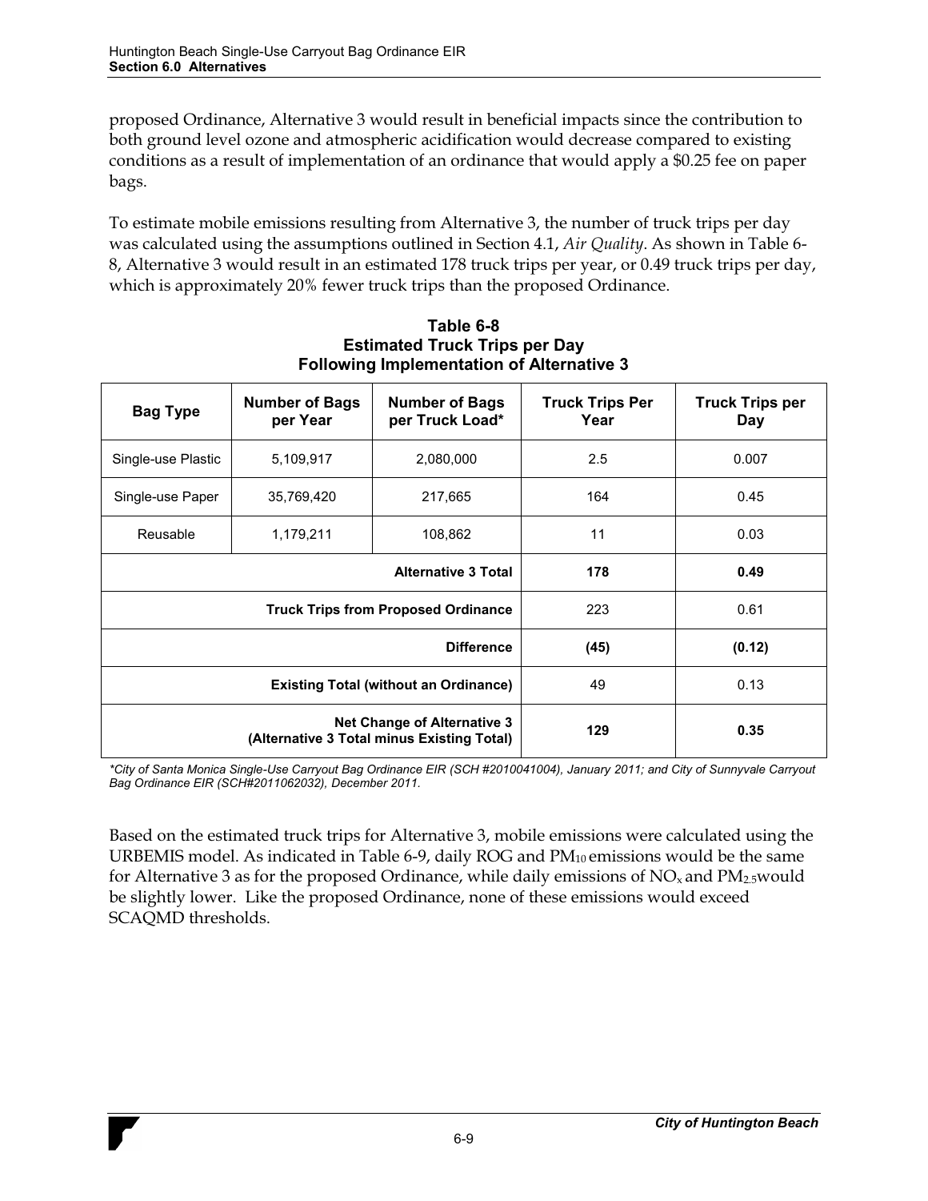proposed Ordinance, Alternative 3 would result in beneficial impacts since the contribution to both ground level ozone and atmospheric acidification would decrease compared to existing conditions as a result of implementation of an ordinance that would apply a $0.25 fee on paper bags.

To estimate mobile emissions resulting from Alternative 3, the number of truck trips per day was calculated using the assumptions outlined in Section 4.1, *Air Quality*. As shown in Table 6-8, Alternative 3 would result in an estimated 178 truck trips per year, or 0.49 truck trips per day, which is approximately 20% fewer truck trips than the proposed Ordinance.

**Table 6-8**
**Estimated Truck Trips per Day**
**Following Implementation of Alternative 3**

| Bag Type | Number of Bags per Year | Number of Bags per Truck Load* | Truck Trips Per Year | Truck Trips per Day |
|---|---|---|---|---|
| Single-use Plastic | 5,109,917 | 2,080,000 | 2.5 | 0.007 |
| Single-use Paper | 35,769,420 | 217,665 | 164 | 0.45 |
| Reusable | 1,179,211 | 108,862 | 11 | 0.03 |
| **Alternative 3 Total** | | | **178** | **0.49** |
| **Truck Trips from Proposed Ordinance** | | | 223 | 0.61 |
| **Difference** | | | **(45)** | **(0.12)** |
| **Existing Total (without an Ordinance)** | | | 49 | 0.13 |
| **Net Change of Alternative 3 (Alternative 3 Total minus Existing Total)** | | | **129** | **0.35** |

*\*City of Santa Monica Single-Use Carryout Bag Ordinance EIR (SCH #2010041004), January 2011; and City of Sunnyvale Carryout Bag Ordinance EIR (SCH#2011062032), December 2011.*

Based on the estimated truck trips for Alternative 3, mobile emissions were calculated using the URBEMIS model. As indicated in Table 6-9, daily ROG and $PM_{10}$ emissions would be the same for Alternative 3 as for the proposed Ordinance, while daily emissions of $NO_x$ and $PM_{2.5}$ would be slightly lower. Like the proposed Ordinance, none of these emissions would exceed SCAQMD thresholds.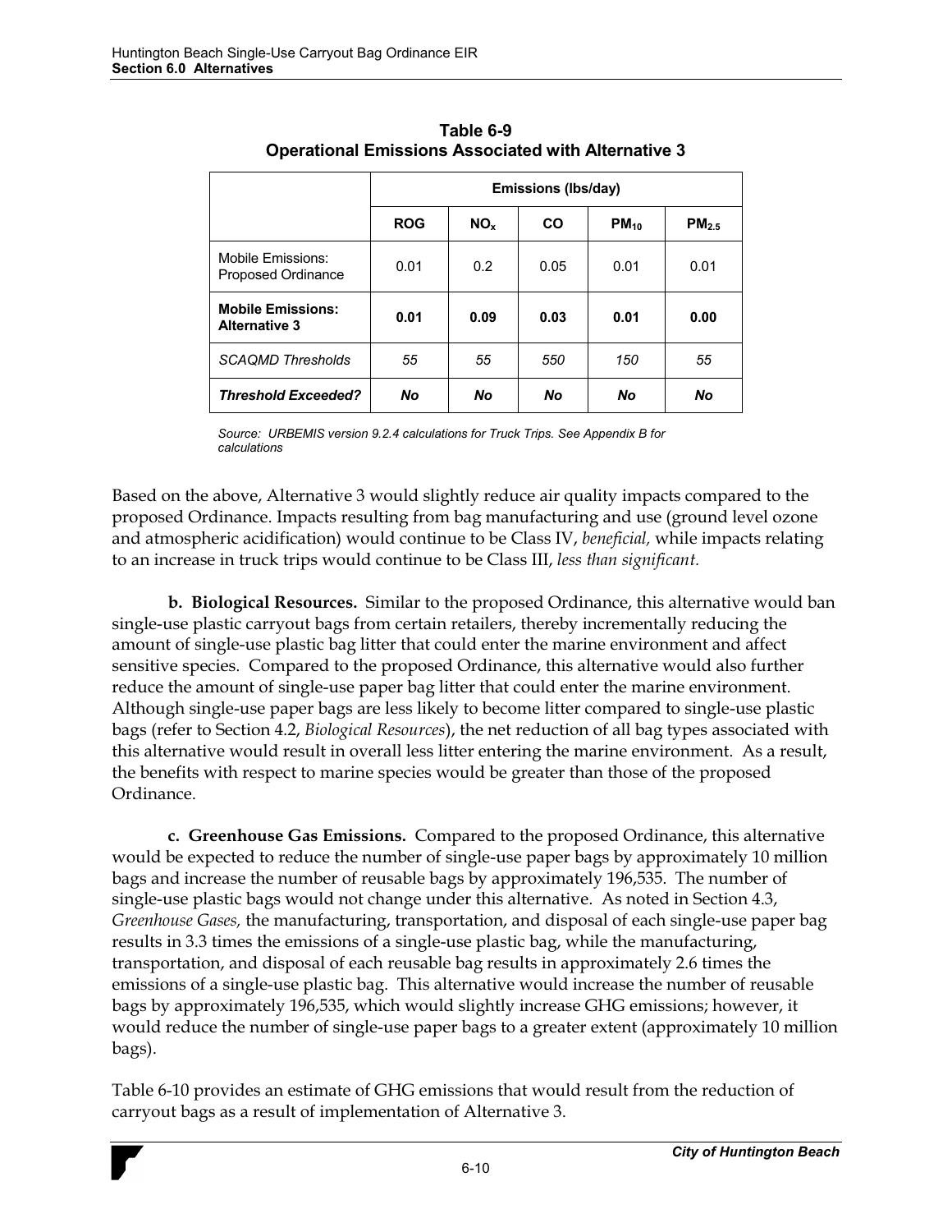**Table 6-9**
**Operational Emissions Associated with Alternative 3**

| | Emissions (lbs/day) | | | | |
|---|---|---|---|---|---|
| | **ROG** | **$NO_x$** | **CO** | **$PM_{10}$** | **$PM_{2.5}$** |
| Mobile Emissions: Proposed Ordinance | 0.01 | 0.2 | 0.05 | 0.01 | 0.01 |
| **Mobile Emissions: Alternative 3** | **0.01** | **0.09** | **0.03** | **0.01** | **0.00** |
| *SCAQMD Thresholds* | *55* | *55* | *550* | *150* | *55* |
| ***Threshold Exceeded?*** | ***No*** | ***No*** | ***No*** | ***No*** | ***No*** |

*Source: URBEMIS version 9.2.4 calculations for Truck Trips. See Appendix B for calculations*

Based on the above, Alternative 3 would slightly reduce air quality impacts compared to the proposed Ordinance. Impacts resulting from bag manufacturing and use (ground level ozone and atmospheric acidification) would continue to be Class IV, *beneficial,* while impacts relating to an increase in truck trips would continue to be Class III, *less than significant.*

**b. Biological Resources.** Similar to the proposed Ordinance, this alternative would ban single-use plastic carryout bags from certain retailers, thereby incrementally reducing the amount of single-use plastic bag litter that could enter the marine environment and affect sensitive species. Compared to the proposed Ordinance, this alternative would also further reduce the amount of single-use paper bag litter that could enter the marine environment. Although single-use paper bags are less likely to become litter compared to single-use plastic bags (refer to Section 4.2, *Biological Resources*), the net reduction of all bag types associated with this alternative would result in overall less litter entering the marine environment. As a result, the benefits with respect to marine species would be greater than those of the proposed Ordinance.

**c. Greenhouse Gas Emissions.** Compared to the proposed Ordinance, this alternative would be expected to reduce the number of single-use paper bags by approximately 10 million bags and increase the number of reusable bags by approximately 196,535. The number of single-use plastic bags would not change under this alternative. As noted in Section 4.3, *Greenhouse Gases,* the manufacturing, transportation, and disposal of each single-use paper bag results in 3.3 times the emissions of a single-use plastic bag, while the manufacturing, transportation, and disposal of each reusable bag results in approximately 2.6 times the emissions of a single-use plastic bag. This alternative would increase the number of reusable bags by approximately 196,535, which would slightly increase GHG emissions; however, it would reduce the number of single-use paper bags to a greater extent (approximately 10 million bags).

Table 6-10 provides an estimate of GHG emissions that would result from the reduction of carryout bags as a result of implementation of Alternative 3.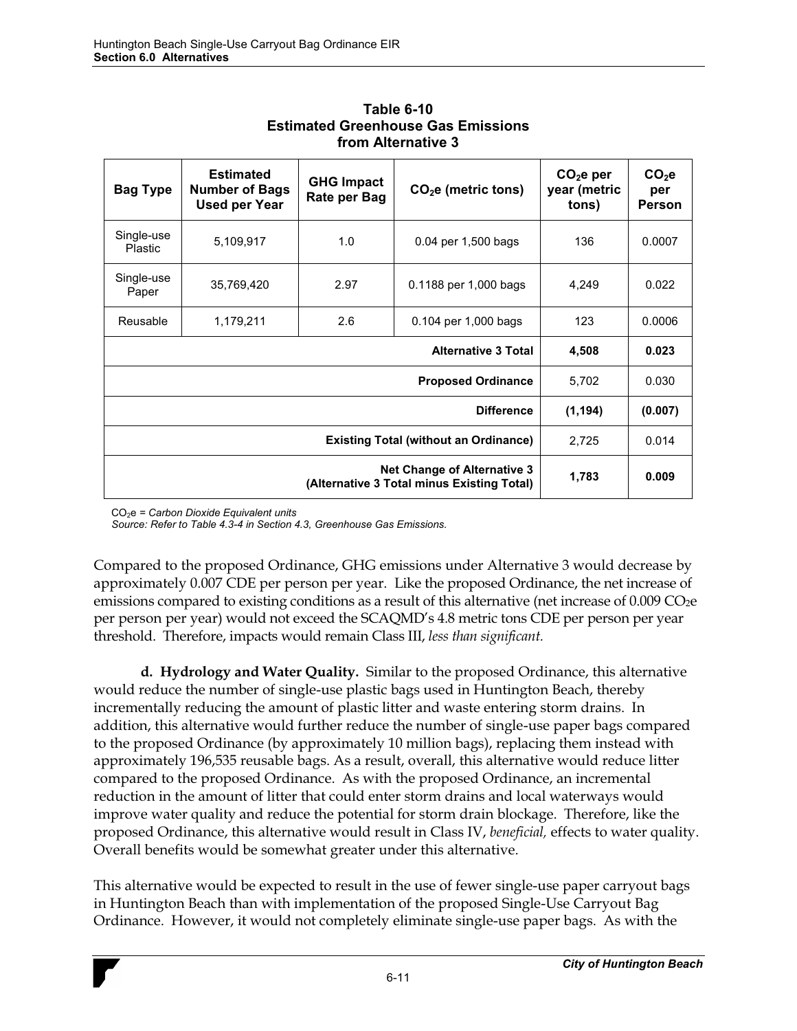**Table 6-10**
**Estimated Greenhouse Gas Emissions from Alternative 3**

| Bag Type | Estimated Number of Bags Used per Year | GHG Impact Rate per Bag | $CO_2$e (metric tons) | $CO_2$e per year (metric tons) | $CO_2$e per Person |
|---|---|---|---|---|---|
| Single-use Plastic | 5,109,917 | 1.0 | 0.04 per 1,500 bags | 136 | 0.0007 |
| Single-use Paper | 35,769,420 | 2.97 | 0.1188 per 1,000 bags | 4,249 | 0.022 |
| Reusable | 1,179,211 | 2.6 | 0.104 per 1,000 bags | 123 | 0.0006 |
| | | | **Alternative 3 Total** | **4,508** | **0.023** |
| | | | **Proposed Ordinance** | 5,702 | 0.030 |
| | | | **Difference** | **(1,194)** | **(0.007)** |
| | | | **Existing Total (without an Ordinance)** | 2,725 | 0.014 |
| | | | **Net Change of Alternative 3 (Alternative 3 Total minus Existing Total)** | **1,783** | **0.009** |

$CO_2$e = *Carbon Dioxide Equivalent units*
*Source: Refer to Table 4.3-4 in Section 4.3, Greenhouse Gas Emissions.*

Compared to the proposed Ordinance, GHG emissions under Alternative 3 would decrease by approximately 0.007 CDE per person per year. Like the proposed Ordinance, the net increase of emissions compared to existing conditions as a result of this alternative (net increase of 0.009 $CO_2$e per person per year) would not exceed the SCAQMD's 4.8 metric tons CDE per person per year threshold. Therefore, impacts would remain Class III, *less than significant.*

**d. Hydrology and Water Quality.** Similar to the proposed Ordinance, this alternative would reduce the number of single-use plastic bags used in Huntington Beach, thereby incrementally reducing the amount of plastic litter and waste entering storm drains. In addition, this alternative would further reduce the number of single-use paper bags compared to the proposed Ordinance (by approximately 10 million bags), replacing them instead with approximately 196,535 reusable bags. As a result, overall, this alternative would reduce litter compared to the proposed Ordinance. As with the proposed Ordinance, an incremental reduction in the amount of litter that could enter storm drains and local waterways would improve water quality and reduce the potential for storm drain blockage. Therefore, like the proposed Ordinance, this alternative would result in Class IV, *beneficial,* effects to water quality. Overall benefits would be somewhat greater under this alternative.

This alternative would be expected to result in the use of fewer single-use paper carryout bags in Huntington Beach than with implementation of the proposed Single-Use Carryout Bag Ordinance. However, it would not completely eliminate single-use paper bags. As with the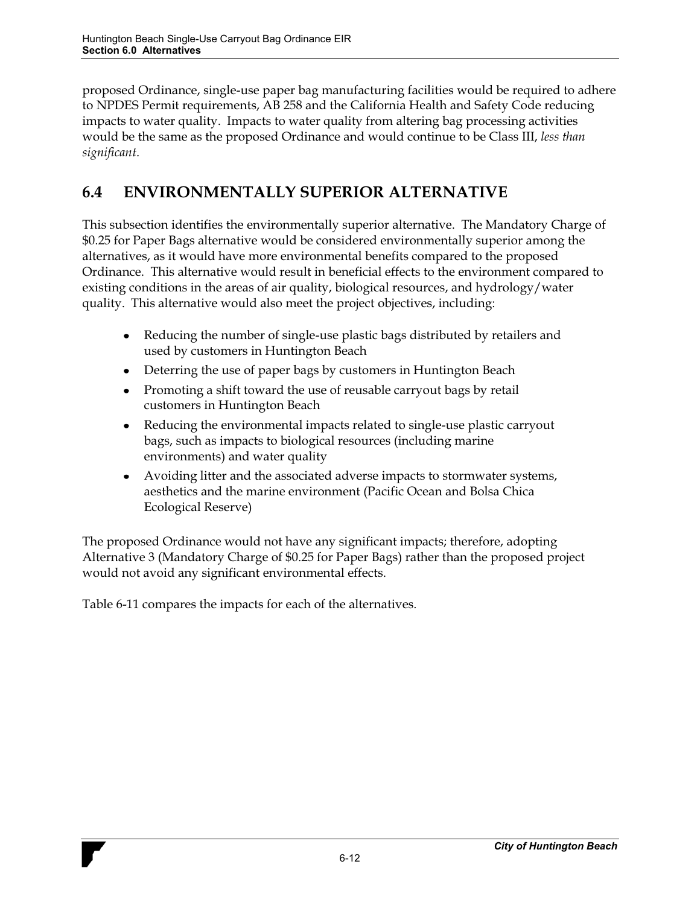proposed Ordinance, single-use paper bag manufacturing facilities would be required to adhere to NPDES Permit requirements, AB 258 and the California Health and Safety Code reducing impacts to water quality. Impacts to water quality from altering bag processing activities would be the same as the proposed Ordinance and would continue to be Class III, *less than significant*.

## 6.4 ENVIRONMENTALLY SUPERIOR ALTERNATIVE

This subsection identifies the environmentally superior alternative. The Mandatory Charge of $0.25 for Paper Bags alternative would be considered environmentally superior among the alternatives, as it would have more environmental benefits compared to the proposed Ordinance. This alternative would result in beneficial effects to the environment compared to existing conditions in the areas of air quality, biological resources, and hydrology/water quality. This alternative would also meet the project objectives, including:

- Reducing the number of single-use plastic bags distributed by retailers and used by customers in Huntington Beach
- Deterring the use of paper bags by customers in Huntington Beach
- Promoting a shift toward the use of reusable carryout bags by retail customers in Huntington Beach
- Reducing the environmental impacts related to single-use plastic carryout bags, such as impacts to biological resources (including marine environments) and water quality
- Avoiding litter and the associated adverse impacts to stormwater systems, aesthetics and the marine environment (Pacific Ocean and Bolsa Chica Ecological Reserve)

The proposed Ordinance would not have any significant impacts; therefore, adopting Alternative 3 (Mandatory Charge of $0.25 for Paper Bags) rather than the proposed project would not avoid any significant environmental effects.

Table 6-11 compares the impacts for each of the alternatives.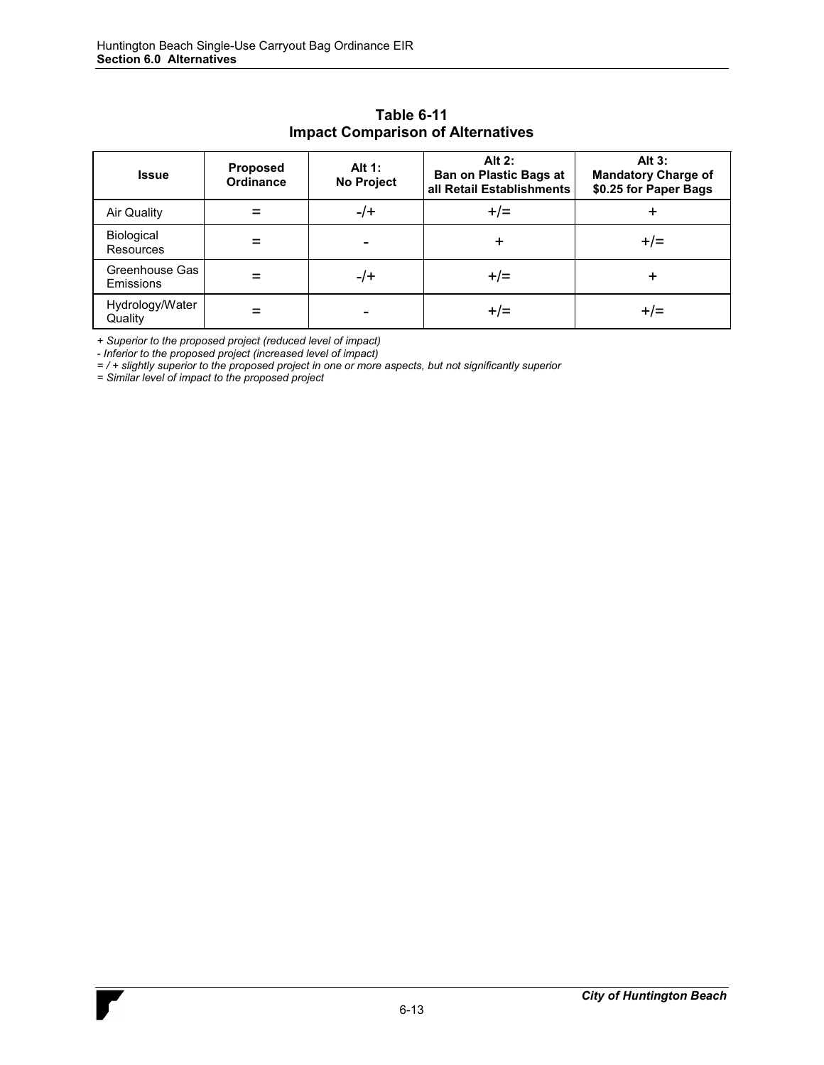**Table 6-11**
**Impact Comparison of Alternatives**

| Issue | Proposed Ordinance | Alt 1: No Project | Alt 2: Ban on Plastic Bags at all Retail Establishments | Alt 3: Mandatory Charge of $0.25 for Paper Bags |
|---|---|---|---|---|
| Air Quality | = | -/+ | +/= | + |
| Biological Resources | = | - | + | +/= |
| Greenhouse Gas Emissions | = | -/+ | +/= | + |
| Hydrology/Water Quality | = | - | +/= | +/= |

*+ Superior to the proposed project (reduced level of impact)*
*- Inferior to the proposed project (increased level of impact)*
*= / + slightly superior to the proposed project in one or more aspects, but not significantly superior*
*= Similar level of impact to the proposed project*